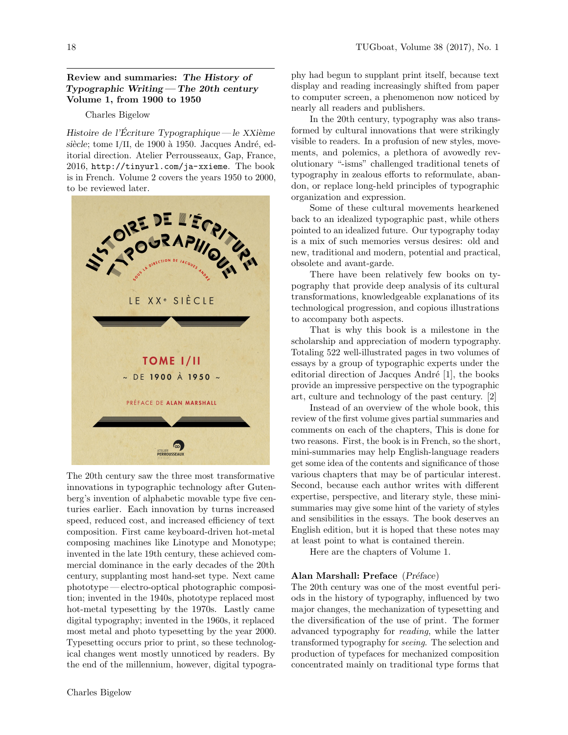## Review and summaries: *The History of Typographic Writing — The 20th century* Volume 1, from 1900 to 1950

Charles Bigelow

*Histoire de l'Écriture Typographique — le XXième siècle*; tome I/II, de 1900 à 1950. Jacques André, editorial direction. Atelier Perrousseaux, Gap, France, 2016, `http://tinyurl.com/ja-xxieme`. The book is in French. Volume 2 covers the years 1950 to 2000, to be reviewed later.

The 20th century saw the three most transformative innovations in typographic technology after Gutenberg's invention of alphabetic movable type five centuries earlier. Each innovation by turns increased speed, reduced cost, and increased efficiency of text composition. First came keyboard-driven hot-metal composing machines like Linotype and Monotype; invented in the late 19th century, these achieved commercial dominance in the early decades of the 20th century, supplanting most hand-set type. Next came phototype — electro-optical photographic composition; invented in the 1940s, phototype replaced most hot-metal typesetting by the 1970s. Lastly came digital typography; invented in the 1960s, it replaced most metal and photo typesetting by the year 2000. Typesetting occurs prior to print, so these technological changes went mostly unnoticed by readers. By the end of the millennium, however, digital typography had begun to supplant print itself, because text display and reading increasingly shifted from paper to computer screen, a phenomenon now noticed by nearly all readers and publishers.

In the 20th century, typography was also transformed by cultural innovations that were strikingly visible to readers. In a profusion of new styles, movements, and polemics, a plethora of avowedly revolutionary "-isms" challenged traditional tenets of typography in zealous efforts to reformulate, abandon, or replace long-held principles of typographic organization and expression.

Some of these cultural movements hearkened back to an idealized typographic past, while others pointed to an idealized future. Our typography today is a mix of such memories versus desires: old and new, traditional and modern, potential and practical, obsolete and avant-garde.

There have been relatively few books on typography that provide deep analysis of its cultural transformations, knowledgeable explanations of its technological progression, and copious illustrations to accompany both aspects.

That is why this book is a milestone in the scholarship and appreciation of modern typography. Totaling 522 well-illustrated pages in two volumes of essays by a group of typographic experts under the editorial direction of Jacques André [1], the books provide an impressive perspective on the typographic art, culture and technology of the past century. [2]

Instead of an overview of the whole book, this review of the first volume gives partial summaries and comments on each of the chapters, This is done for two reasons. First, the book is in French, so the short, mini-summaries may help English-language readers get some idea of the contents and significance of those various chapters that may be of particular interest. Second, because each author writes with different expertise, perspective, and literary style, these mini-summaries may give some hint of the variety of styles and sensibilities in the essays. The book deserves an English edition, but it is hoped that these notes may at least point to what is contained therein.

Here are the chapters of Volume 1.

### Alan Marshall: Preface (*Préface*)

The 20th century was one of the most eventful periods in the history of typography, influenced by two major changes, the mechanization of typesetting and the diversification of the use of print. The former advanced typography for *reading*, while the latter transformed typography for *seeing*. The selection and production of typefaces for mechanized composition concentrated mainly on traditional type forms that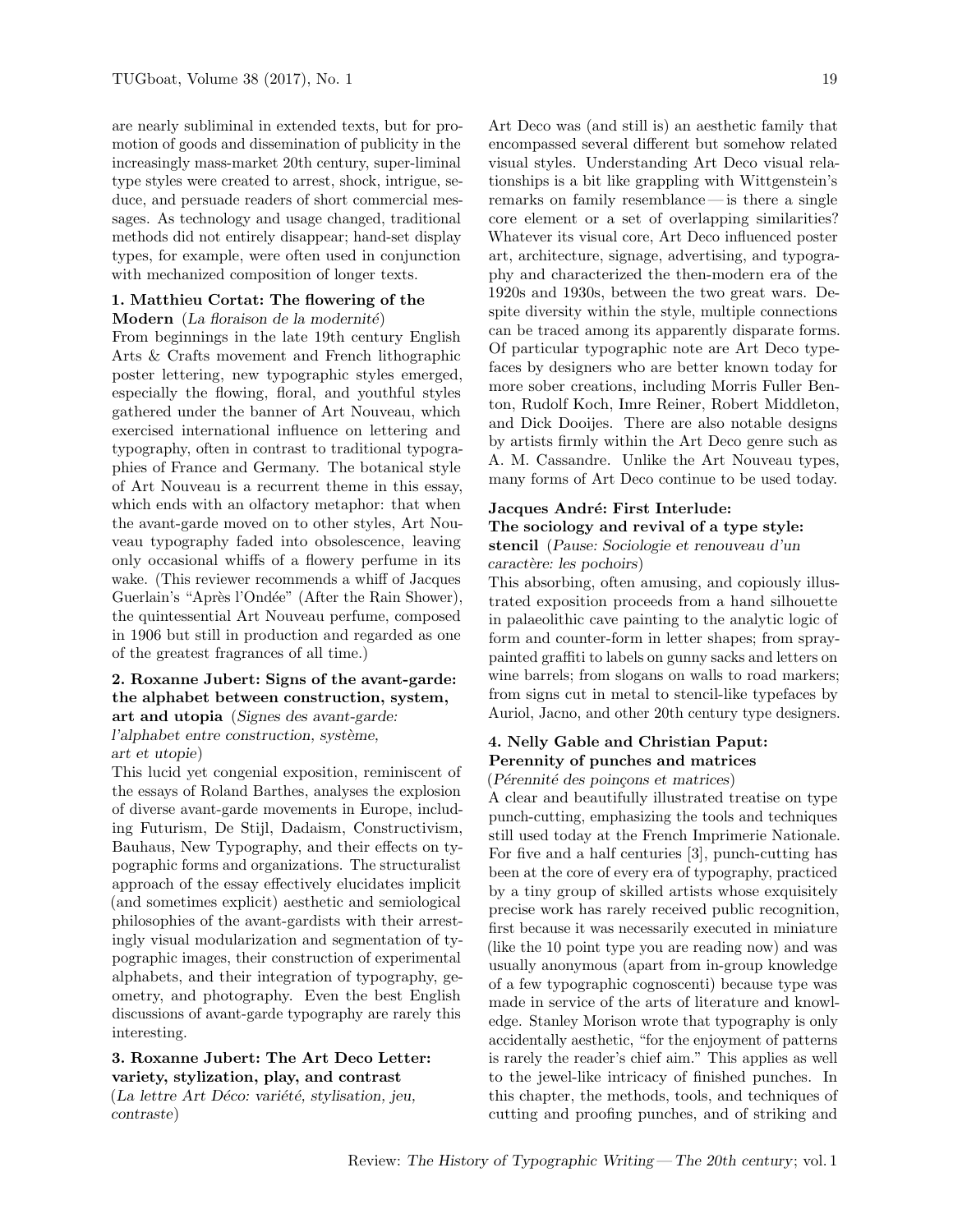are nearly subliminal in extended texts, but for promotion of goods and dissemination of publicity in the increasingly mass-market 20th century, super-liminal type styles were created to arrest, shock, intrigue, seduce, and persuade readers of short commercial messages. As technology and usage changed, traditional methods did not entirely disappear; hand-set display types, for example, were often used in conjunction with mechanized composition of longer texts.

### 1. Matthieu Cortat: The flowering of the Modern (*La floraison de la modernité*)

From beginnings in the late 19th century English Arts & Crafts movement and French lithographic poster lettering, new typographic styles emerged, especially the flowing, floral, and youthful styles gathered under the banner of Art Nouveau, which exercised international influence on lettering and typography, often in contrast to traditional typographies of France and Germany. The botanical style of Art Nouveau is a recurrent theme in this essay, which ends with an olfactory metaphor: that when the avant-garde moved on to other styles, Art Nouveau typography faded into obsolescence, leaving only occasional whiffs of a flowery perfume in its wake. (This reviewer recommends a whiff of Jacques Guerlain's "Après l'Ondée" (After the Rain Shower), the quintessential Art Nouveau perfume, composed in 1906 but still in production and regarded as one of the greatest fragrances of all time.)

### 2. Roxanne Jubert: Signs of the avant-garde: the alphabet between construction, system, art and utopia (*Signes des avant-garde: l'alphabet entre construction, système, art et utopie*)

This lucid yet congenial exposition, reminiscent of the essays of Roland Barthes, analyses the explosion of diverse avant-garde movements in Europe, including Futurism, De Stijl, Dadaism, Constructivism, Bauhaus, New Typography, and their effects on typographic forms and organizations. The structuralist approach of the essay effectively elucidates implicit (and sometimes explicit) aesthetic and semiological philosophies of the avant-gardists with their arrestingly visual modularization and segmentation of typographic images, their construction of experimental alphabets, and their integration of typography, geometry, and photography. Even the best English discussions of avant-garde typography are rarely this interesting.

### 3. Roxanne Jubert: The Art Deco Letter: variety, stylization, play, and contrast (*La lettre Art Déco: variété, stylisation, jeu, contraste*)

Art Deco was (and still is) an aesthetic family that encompassed several different but somehow related visual styles. Understanding Art Deco visual relationships is a bit like grappling with Wittgenstein's remarks on family resemblance — is there a single core element or a set of overlapping similarities? Whatever its visual core, Art Deco influenced poster art, architecture, signage, advertising, and typography and characterized the then-modern era of the 1920s and 1930s, between the two great wars. Despite diversity within the style, multiple connections can be traced among its apparently disparate forms. Of particular typographic note are Art Deco typefaces by designers who are better known today for more sober creations, including Morris Fuller Benton, Rudolf Koch, Imre Reiner, Robert Middleton, and Dick Dooijes. There are also notable designs by artists firmly within the Art Deco genre such as A. M. Cassandre. Unlike the Art Nouveau types, many forms of Art Deco continue to be used today.

### Jacques André: First Interlude: The sociology and revival of a type style: stencil (*Pause: Sociologie et renouveau d'un caractère: les pochoirs*)

This absorbing, often amusing, and copiously illustrated exposition proceeds from a hand silhouette in palaeolithic cave painting to the analytic logic of form and counter-form in letter shapes; from spray-painted graffiti to labels on gunny sacks and letters on wine barrels; from slogans on walls to road markers; from signs cut in metal to stencil-like typefaces by Auriol, Jacno, and other 20th century type designers.

### 4. Nelly Gable and Christian Paput: Perennity of punches and matrices (*Pérennité des poinçons et matrices*)

A clear and beautifully illustrated treatise on type punch-cutting, emphasizing the tools and techniques still used today at the French Imprimerie Nationale. For five and a half centuries [3], punch-cutting has been at the core of every era of typography, practiced by a tiny group of skilled artists whose exquisitely precise work has rarely received public recognition, first because it was necessarily executed in miniature (like the 10 point type you are reading now) and was usually anonymous (apart from in-group knowledge of a few typographic cognoscenti) because type was made in service of the arts of literature and knowledge. Stanley Morison wrote that typography is only accidentally aesthetic, "for the enjoyment of patterns is rarely the reader's chief aim." This applies as well to the jewel-like intricacy of finished punches. In this chapter, the methods, tools, and techniques of cutting and proofing punches, and of striking and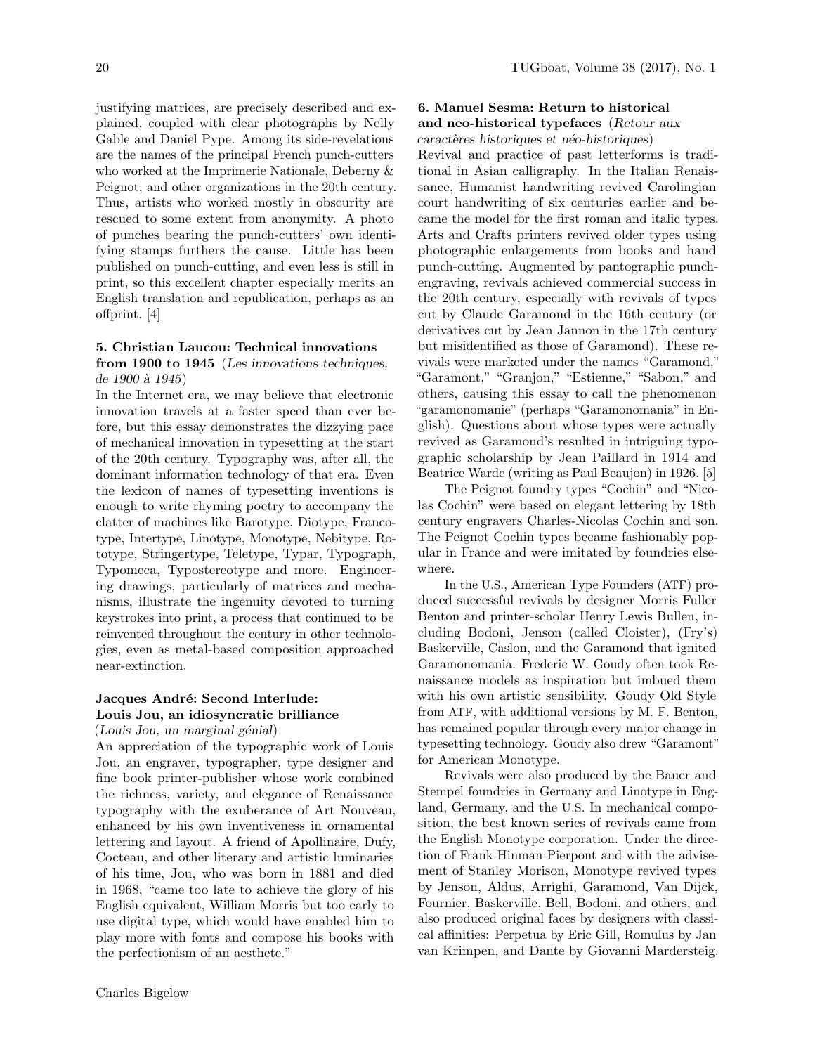justifying matrices, are precisely described and explained, coupled with clear photographs by Nelly Gable and Daniel Pype. Among its side-revelations are the names of the principal French punch-cutters who worked at the Imprimerie Nationale, Deberny & Peignot, and other organizations in the 20th century. Thus, artists who worked mostly in obscurity are rescued to some extent from anonymity. A photo of punches bearing the punch-cutters' own identifying stamps furthers the cause. Little has been published on punch-cutting, and even less is still in print, so this excellent chapter especially merits an English translation and republication, perhaps as an offprint. [4]

### 5. Christian Laucou: Technical innovations from 1900 to 1945 (*Les innovations techniques, de 1900 à 1945*)

In the Internet era, we may believe that electronic innovation travels at a faster speed than ever before, but this essay demonstrates the dizzying pace of mechanical innovation in typesetting at the start of the 20th century. Typography was, after all, the dominant information technology of that era. Even the lexicon of names of typesetting inventions is enough to write rhyming poetry to accompany the clatter of machines like Barotype, Diotype, Francotype, Intertype, Linotype, Monotype, Nebitype, Rotype, Stringertype, Teletype, Typar, Typograph, Typomeca, Typostereotype and more. Engineering drawings, particularly of matrices and mechanisms, illustrate the ingenuity devoted to turning keystrokes into print, a process that continued to be reinvented throughout the century in other technologies, even as metal-based composition approached near-extinction.

### Jacques André: Second Interlude: Louis Jou, an idiosyncratic brilliance (*Louis Jou, un marginal génial*)

An appreciation of the typographic work of Louis Jou, an engraver, typographer, type designer and fine book printer-publisher whose work combined the richness, variety, and elegance of Renaissance typography with the exuberance of Art Nouveau, enhanced by his own inventiveness in ornamental lettering and layout. A friend of Apollinaire, Dufy, Cocteau, and other literary and artistic luminaries of his time, Jou, who was born in 1881 and died in 1968, "came too late to achieve the glory of his English equivalent, William Morris but too early to use digital type, which would have enabled him to play more with fonts and compose his books with the perfectionism of an aesthete."

### 6. Manuel Sesma: Return to historical and neo-historical typefaces (*Retour aux caractères historiques et néo-historiques*)

Revival and practice of past letterforms is traditional in Asian calligraphy. In the Italian Renaissance, Humanist handwriting revived Carolingian court handwriting of six centuries earlier and became the model for the first roman and italic types. Arts and Crafts printers revived older types using photographic enlargements from books and hand punch-cutting. Augmented by pantographic punch-engraving, revivals achieved commercial success in the 20th century, especially with revivals of types cut by Claude Garamond in the 16th century (or derivatives cut by Jean Jannon in the 17th century but misidentified as those of Garamond). These revivals were marketed under the names "Garamond," "Garamont," "Granjon," "Estienne," "Sabon," and others, causing this essay to call the phenomenon "garamonomanie" (perhaps "Garamonomania" in English). Questions about whose types were actually revived as Garamond's resulted in intriguing typographic scholarship by Jean Paillard in 1914 and Beatrice Warde (writing as Paul Beaujon) in 1926. [5]

The Peignot foundry types "Cochin" and "Nicolas Cochin" were based on elegant lettering by 18th century engravers Charles-Nicolas Cochin and son. The Peignot Cochin types became fashionably popular in France and were imitated by foundries elsewhere.

In the U.S., American Type Founders (ATF) produced successful revivals by designer Morris Fuller Benton and printer-scholar Henry Lewis Bullen, including Bodoni, Jenson (called Cloister), (Fry's) Baskerville, Caslon, and the Garamond that ignited Garamonomania. Frederic W. Goudy often took Renaissance models as inspiration but imbued them with his own artistic sensibility. Goudy Old Style from ATF, with additional versions by M. F. Benton, has remained popular through every major change in typesetting technology. Goudy also drew "Garamont" for American Monotype.

Revivals were also produced by the Bauer and Stempel foundries in Germany and Linotype in England, Germany, and the U.S. In mechanical composition, the best known series of revivals came from the English Monotype corporation. Under the direction of Frank Hinman Pierpont and with the advisement of Stanley Morison, Monotype revived types by Jenson, Aldus, Arrighi, Garamond, Van Dijck, Fournier, Baskerville, Bell, Bodoni, and others, and also produced original faces by designers with classical affinities: Perpetua by Eric Gill, Romulus by Jan van Krimpen, and Dante by Giovanni Mardersteig.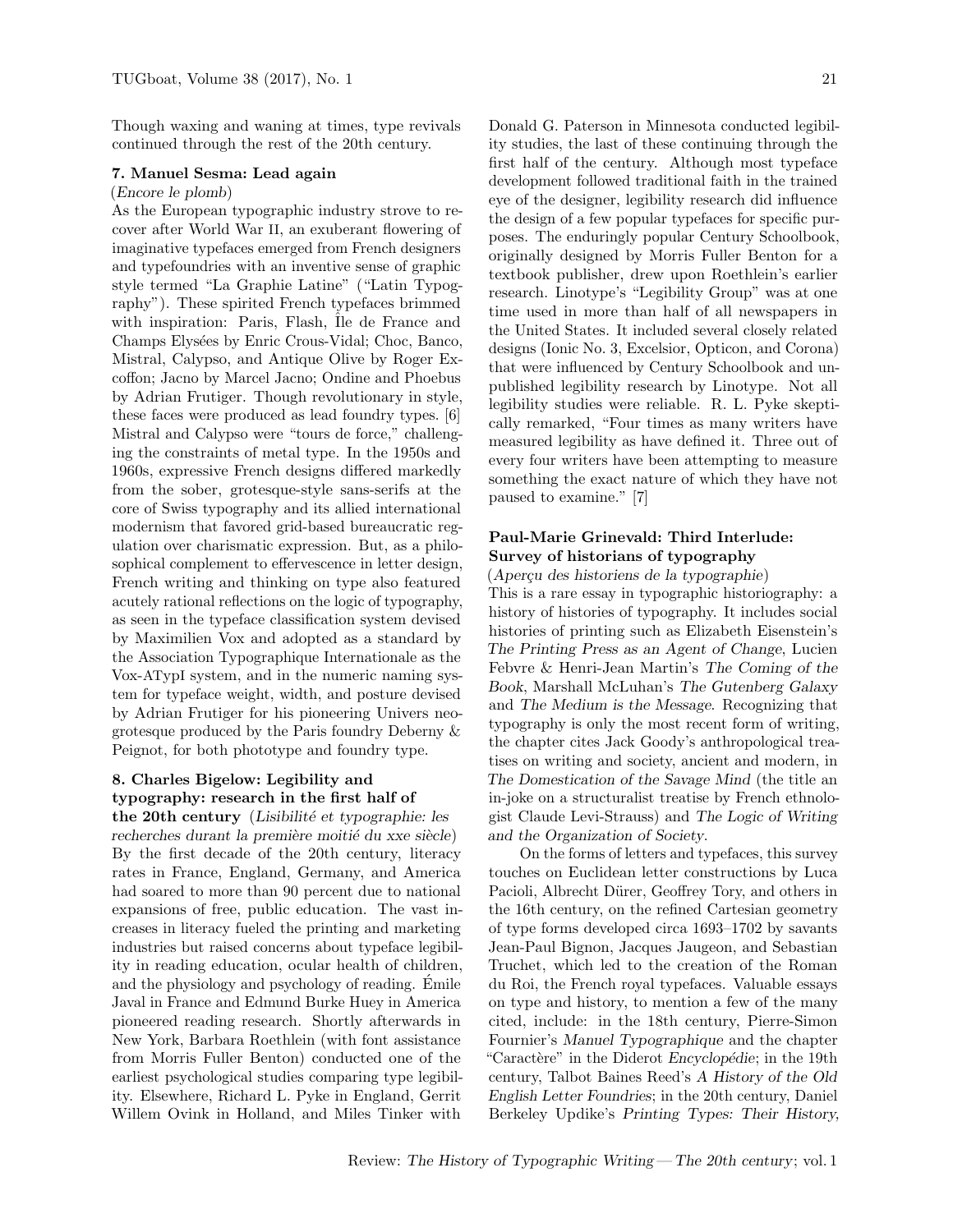Though waxing and waning at times, type revivals continued through the rest of the 20th century.

### 7. Manuel Sesma: Lead again

(*Encore le plomb*)

As the European typographic industry strove to recover after World War II, an exuberant flowering of imaginative typefaces emerged from French designers and typefoundries with an inventive sense of graphic style termed "La Graphie Latine" ("Latin Typography"). These spirited French typefaces brimmed with inspiration: Paris, Flash, Île de France and Champs Elysées by Enric Crous-Vidal; Choc, Banco, Mistral, Calypso, and Antique Olive by Roger Excoffon; Jacno by Marcel Jacno; Ondine and Phoebus by Adrian Frutiger. Though revolutionary in style, these faces were produced as lead foundry types. [6] Mistral and Calypso were "tours de force," challenging the constraints of metal type. In the 1950s and 1960s, expressive French designs differed markedly from the sober, grotesque-style sans-serifs at the core of Swiss typography and its allied international modernism that favored grid-based bureaucratic regulation over charismatic expression. But, as a philosophical complement to effervescence in letter design, French writing and thinking on type also featured acutely rational reflections on the logic of typography, as seen in the typeface classification system devised by Maximilien Vox and adopted as a standard by the Association Typographique Internationale as the Vox-ATypI system, and in the numeric naming system for typeface weight, width, and posture devised by Adrian Frutiger for his pioneering Univers neo-grotesque produced by the Paris foundry Deberny & Peignot, for both phototype and foundry type.

### 8. Charles Bigelow: Legibility and typography: research in the first half of the 20th century

(*Lisibilité et typographie: les recherches durant la première moitié du xxe siècle*)

By the first decade of the 20th century, literacy rates in France, England, Germany, and America had soared to more than 90 percent due to national expansions of free, public education. The vast increases in literacy fueled the printing and marketing industries but raised concerns about typeface legibility in reading education, ocular health of children, and the physiology and psychology of reading. Émile Javal in France and Edmund Burke Huey in America pioneered reading research. Shortly afterwards in New York, Barbara Roethlein (with font assistance from Morris Fuller Benton) conducted one of the earliest psychological studies comparing type legibility. Elsewhere, Richard L. Pyke in England, Gerrit Willem Ovink in Holland, and Miles Tinker with Donald G. Paterson in Minnesota conducted legibility studies, the last of these continuing through the first half of the century. Although most typeface development followed traditional faith in the trained eye of the designer, legibility research did influence the design of a few popular typefaces for specific purposes. The enduringly popular Century Schoolbook, originally designed by Morris Fuller Benton for a textbook publisher, drew upon Roethlein's earlier research. Linotype's "Legibility Group" was at one time used in more than half of all newspapers in the United States. It included several closely related designs (Ionic No. 3, Excelsior, Opticon, and Corona) that were influenced by Century Schoolbook and unpublished legibility research by Linotype. Not all legibility studies were reliable. R. L. Pyke skeptically remarked, "Four times as many writers have measured legibility as have defined it. Three out of every four writers have been attempting to measure something the exact nature of which they have not paused to examine." [7]

### Paul-Marie Grinevald: Third Interlude: Survey of historians of typography

(*Aperçu des historiens de la typographie*)

This is a rare essay in typographic historiography: a history of histories of typography. It includes social histories of printing such as Elizabeth Eisenstein's *The Printing Press as an Agent of Change*, Lucien Febvre & Henri-Jean Martin's *The Coming of the Book*, Marshall McLuhan's *The Gutenberg Galaxy* and *The Medium is the Message*. Recognizing that typography is only the most recent form of writing, the chapter cites Jack Goody's anthropological treatises on writing and society, ancient and modern, in *The Domestication of the Savage Mind* (the title an in-joke on a structuralist treatise by French ethnologist Claude Levi-Strauss) and *The Logic of Writing and the Organization of Society*.

On the forms of letters and typefaces, this survey touches on Euclidean letter constructions by Luca Pacioli, Albrecht Dürer, Geoffrey Tory, and others in the 16th century, on the refined Cartesian geometry of type forms developed circa 1693–1702 by savants Jean-Paul Bignon, Jacques Jaugeon, and Sebastian Truchet, which led to the creation of the Roman du Roi, the French royal typefaces. Valuable essays on type and history, to mention a few of the many cited, include: in the 18th century, Pierre-Simon Fournier's *Manuel Typographique* and the chapter "Caractère" in the Diderot *Encyclopédie*; in the 19th century, Talbot Baines Reed's *A History of the Old English Letter Foundries*; in the 20th century, Daniel Berkeley Updike's *Printing Types: Their History,*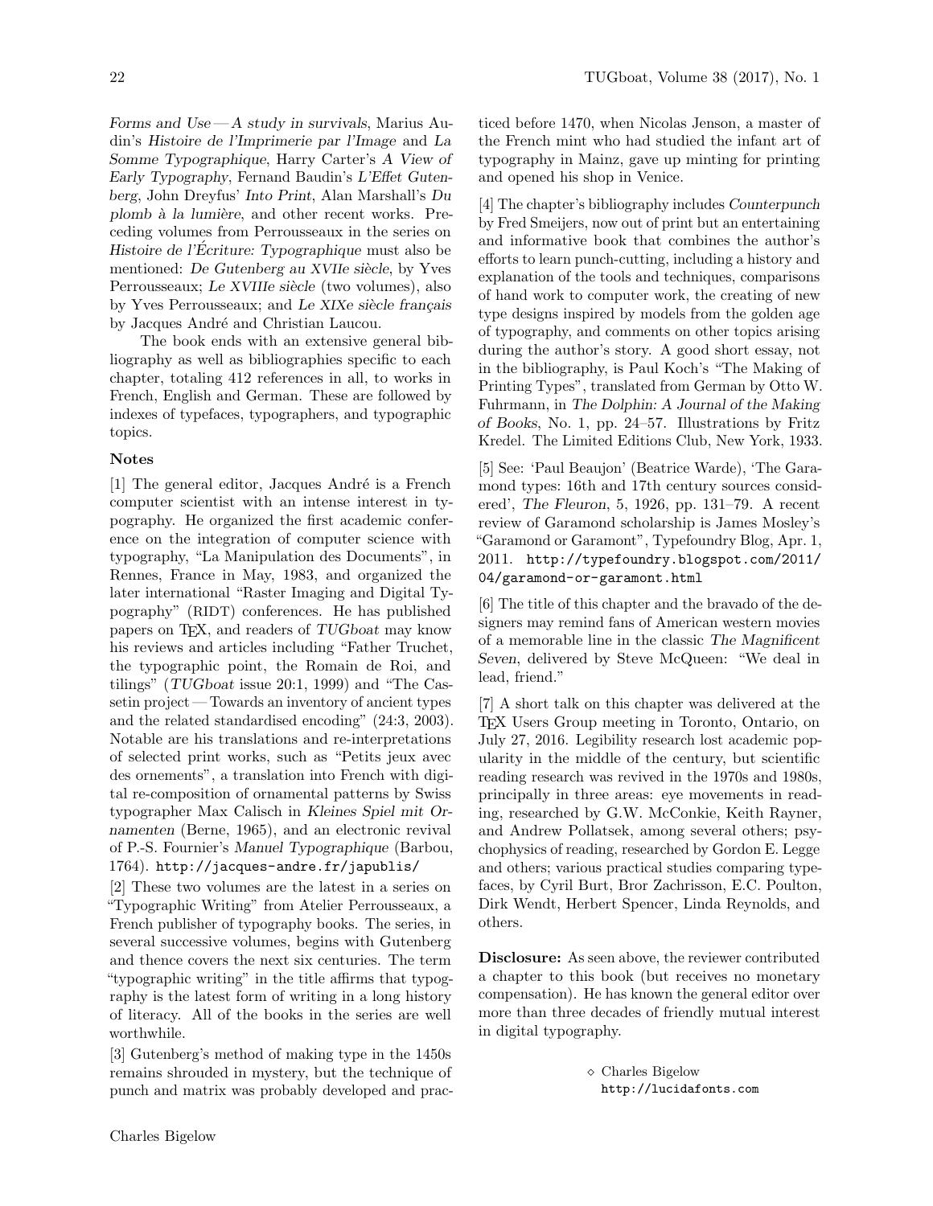*Forms and Use — A study in survivals*, Marius Audin's *Histoire de l'Imprimerie par l'Image* and *La Somme Typographique*, Harry Carter's *A View of Early Typography*, Fernand Baudin's *L'Effet Gutenberg*, John Dreyfus' *Into Print*, Alan Marshall's *Du plomb à la lumière*, and other recent works. Preceding volumes from Perrousseaux in the series on *Histoire de l'Écriture: Typographique* must also be mentioned: *De Gutenberg au XVIIe siècle*, by Yves Perrousseaux; *Le XVIIIe siècle* (two volumes), also by Yves Perrousseaux; and *Le XIXe siècle français* by Jacques André and Christian Laucou.

The book ends with an extensive general bibliography as well as bibliographies specific to each chapter, totaling 412 references in all, to works in French, English and German. These are followed by indexes of typefaces, typographers, and typographic topics.

**Notes**

[1] The general editor, Jacques André is a French computer scientist with an intense interest in typography. He organized the first academic conference on the integration of computer science with typography, "La Manipulation des Documents", in Rennes, France in May, 1983, and organized the later international "Raster Imaging and Digital Typography" (RIDT) conferences. He has published papers on TeX, and readers of *TUGboat* may know his reviews and articles including "Father Truchet, the typographic point, the Romain de Roi, and tilings" (*TUGboat* issue 20:1, 1999) and "The Cassetin project — Towards an inventory of ancient types and the related standardised encoding" (24:3, 2003). Notable are his translations and re-interpretations of selected print works, such as "Petits jeux avec des ornements", a translation into French with digital re-composition of ornamental patterns by Swiss typographer Max Calisch in *Kleines Spiel mit Ornamenten* (Berne, 1965), and an electronic revival of P.-S. Fournier's *Manuel Typographique* (Barbou, 1764). http://jacques-andre.fr/japublis/

[2] These two volumes are the latest in a series on "Typographic Writing" from Atelier Perrousseaux, a French publisher of typography books. The series, in several successive volumes, begins with Gutenberg and thence covers the next six centuries. The term "typographic writing" in the title affirms that typography is the latest form of writing in a long history of literacy. All of the books in the series are well worthwhile.

[3] Gutenberg's method of making type in the 1450s remains shrouded in mystery, but the technique of punch and matrix was probably developed and practiced before 1470, when Nicolas Jenson, a master of the French mint who had studied the infant art of typography in Mainz, gave up minting for printing and opened his shop in Venice.

[4] The chapter's bibliography includes *Counterpunch* by Fred Smeijers, now out of print but an entertaining and informative book that combines the author's efforts to learn punch-cutting, including a history and explanation of the tools and techniques, comparisons of hand work to computer work, the creating of new type designs inspired by models from the golden age of typography, and comments on other topics arising during the author's story. A good short essay, not in the bibliography, is Paul Koch's "The Making of Printing Types", translated from German by Otto W. Fuhrmann, in *The Dolphin: A Journal of the Making of Books*, No. 1, pp. 24–57. Illustrations by Fritz Kredel. The Limited Editions Club, New York, 1933.

[5] See: 'Paul Beaujon' (Beatrice Warde), 'The Garamond types: 16th and 17th century sources considered', *The Fleuron*, 5, 1926, pp. 131–79. A recent review of Garamond scholarship is James Mosley's "Garamond or Garamont", Typefoundry Blog, Apr. 1, 2011. http://typefoundry.blogspot.com/2011/04/garamond-or-garamont.html

[6] The title of this chapter and the bravado of the designers may remind fans of American western movies of a memorable line in the classic *The Magnificent Seven*, delivered by Steve McQueen: "We deal in lead, friend."

[7] A short talk on this chapter was delivered at the TeX Users Group meeting in Toronto, Ontario, on July 27, 2016. Legibility research lost academic popularity in the middle of the century, but scientific reading research was revived in the 1970s and 1980s, principally in three areas: eye movements in reading, researched by G.W. McConkie, Keith Rayner, and Andrew Pollatsek, among several others; psychophysics of reading, researched by Gordon E. Legge and others; various practical studies comparing typefaces, by Cyril Burt, Bror Zachrisson, E.C. Poulton, Dirk Wendt, Herbert Spencer, Linda Reynolds, and others.

**Disclosure:** As seen above, the reviewer contributed a chapter to this book (but receives no monetary compensation). He has known the general editor over more than three decades of friendly mutual interest in digital typography.

◇ Charles Bigelow
http://lucidafonts.com